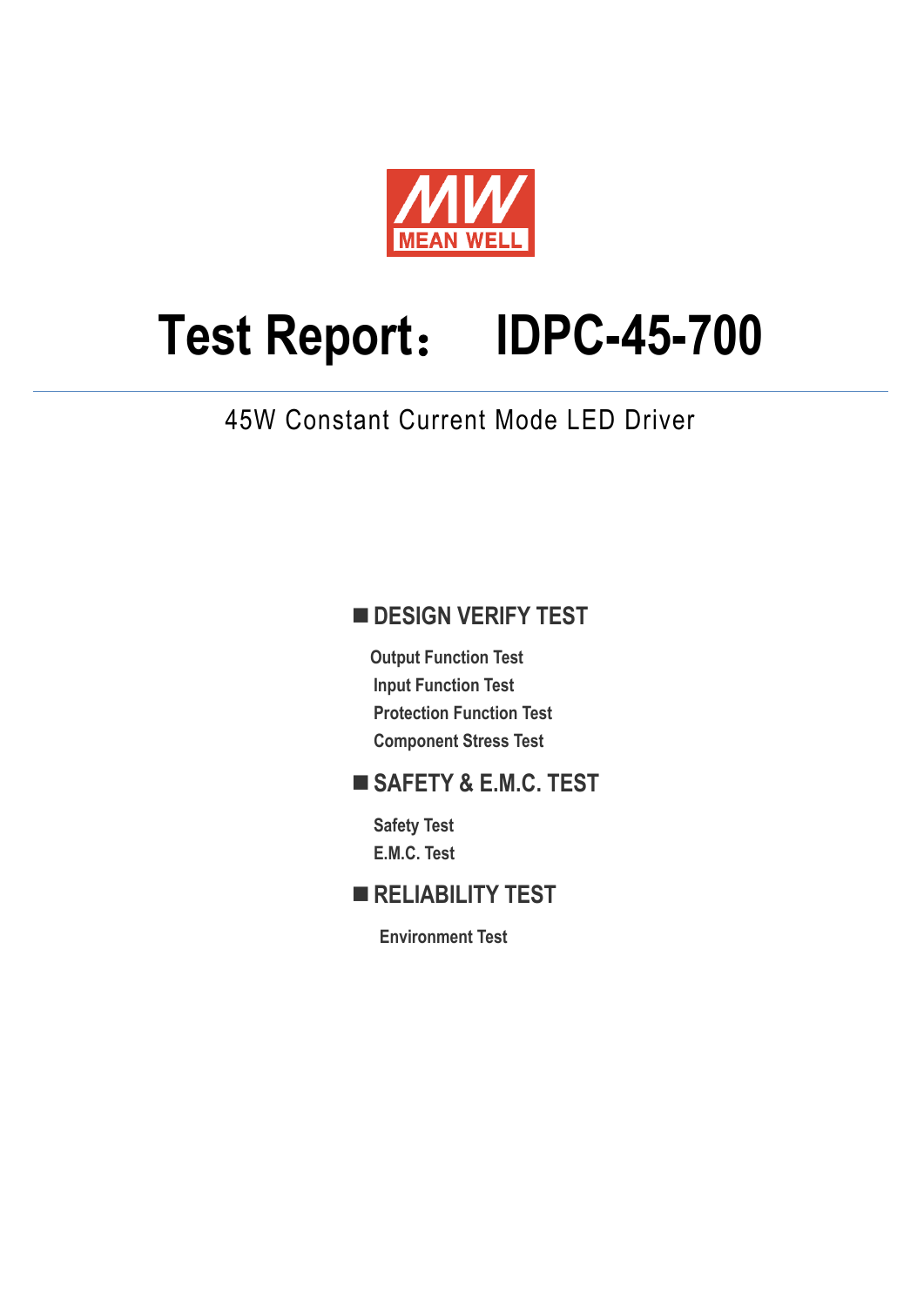MEAN WELL

# Test Report： IDPC-45-700

45W Constant Current Mode LED Driver

## ■ DESIGN VERIFY TEST

- Output Function Test
- Input Function Test
- Protection Function Test
- Component Stress Test

## ■ SAFETY & E.M.C. TEST

- Safety Test
- E.M.C. Test

## ■ RELIABILITY TEST

- Environment Test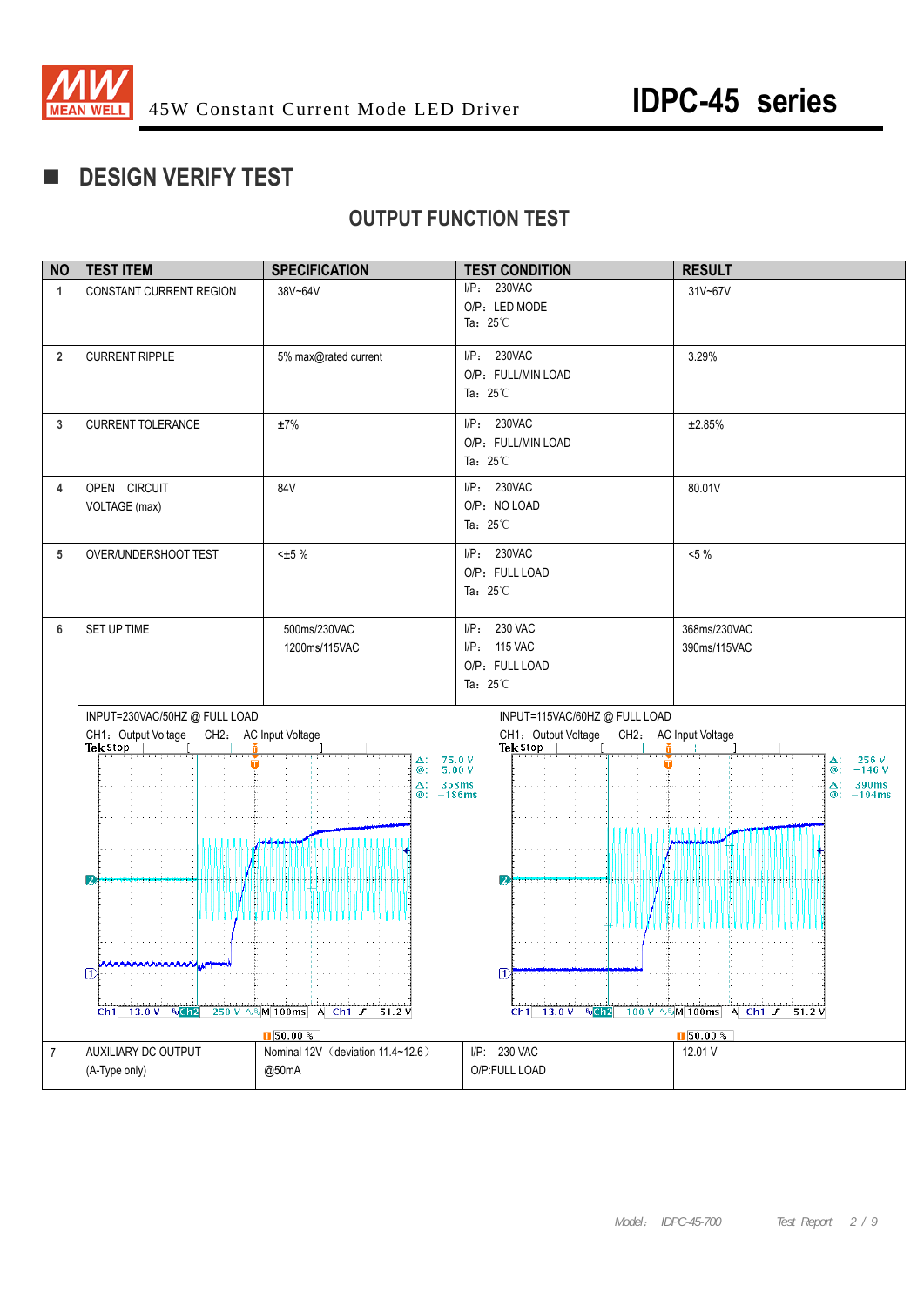## ■ DESIGN VERIFY TEST

### OUTPUT FUNCTION TEST

| NO | TEST ITEM | SPECIFICATION | TEST CONDITION | RESULT |
|---|---|---|---|---|
| 1 | CONSTANT CURRENT REGION | 38V~64V | I/P: 230VAC<br>O/P: LED MODE<br>Ta: 25℃ | 31V~67V |
| 2 | CURRENT RIPPLE | 5% max@rated current | I/P: 230VAC<br>O/P: FULL/MIN LOAD<br>Ta: 25℃ | 3.29% |
| 3 | CURRENT TOLERANCE | ±7% | I/P: 230VAC<br>O/P: FULL/MIN LOAD<br>Ta: 25℃ | ±2.85% |
| 4 | OPEN CIRCUIT VOLTAGE (max) | 84V | I/P: 230VAC<br>O/P: NO LOAD<br>Ta: 25℃ | 80.01V |
| 5 | OVER/UNDERSHOOT TEST | <±5 % | I/P: 230VAC<br>O/P: FULL LOAD<br>Ta: 25℃ | <5 % |
| 6 | SET UP TIME | 500ms/230VAC<br>1200ms/115VAC | I/P: 230 VAC<br>I/P: 115 VAC<br>O/P: FULL LOAD<br>Ta: 25℃ | 368ms/230VAC<br>390ms/115VAC |
| 7 | AUXILIARY DC OUTPUT<br>(A-Type only) | Nominal 12V（deviation 11.4~12.6）<br>@50mA | I/P: 230 VAC<br>O/P:FULL LOAD | 12.01 V |

INPUT=230VAC/50HZ @ FULL LOAD

CH1: Output Voltage CH2: AC Input Voltage

INPUT=115VAC/60HZ @ FULL LOAD

CH1: Output Voltage CH2: AC Input Voltage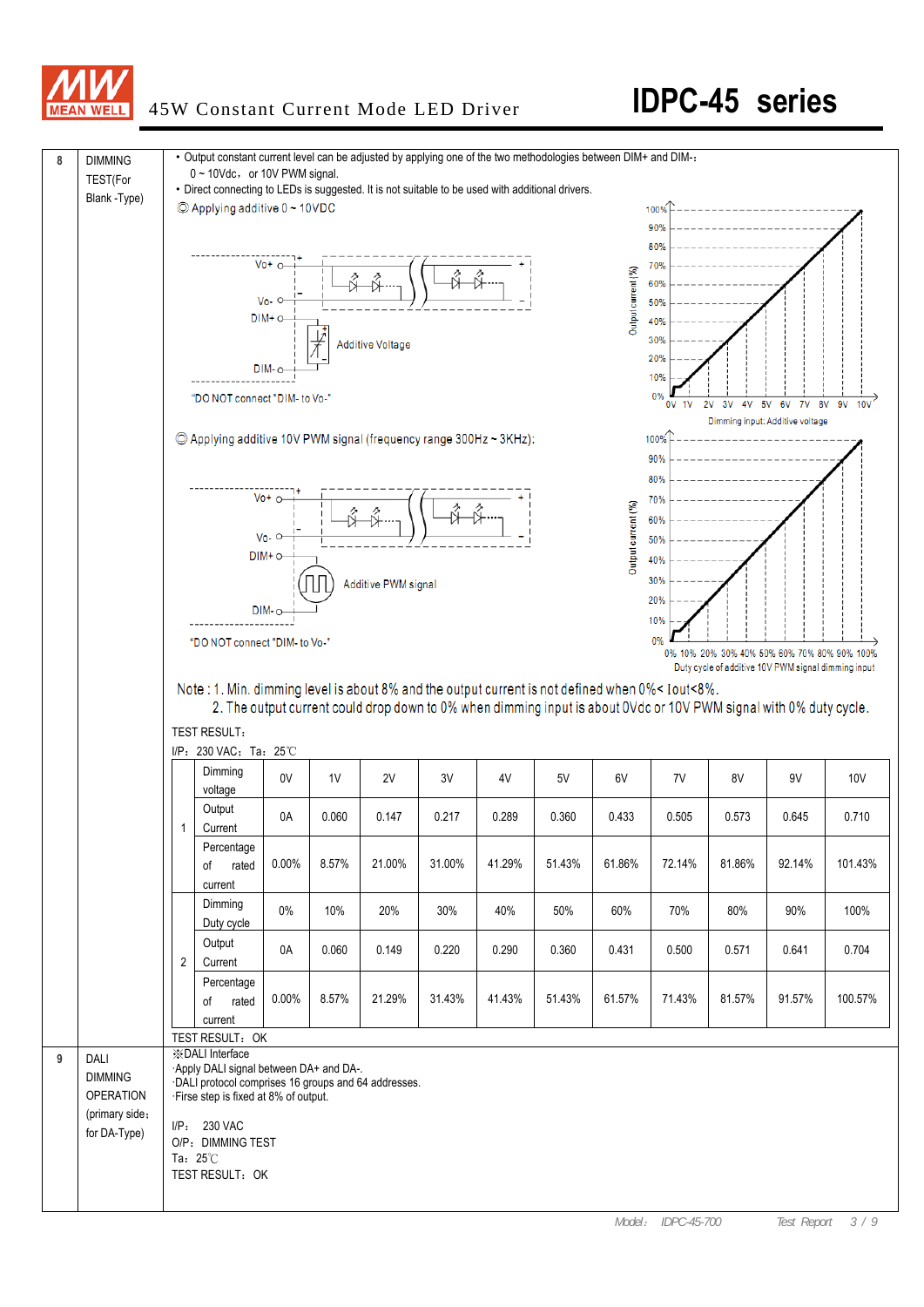| No. | Item | Description |
|---|---|---|
| 8 | DIMMING TEST(For Blank -Type) | • Output constant current level can be adjusted by applying one of the two methodologies between DIM+ and DIM-: 0 ~ 10Vdc, or 10V PWM signal. • Direct connecting to LEDs is suggested. It is not suitable to be used with additional drivers. |

◎ Applying additive 0 ~ 10VDC

Vo+, Vo-, DIM+, DIM-, Additive Voltage

"DO NOT connect "DIM- to Vo-"

Output current (%) vs. Dimming input: Additive voltage (0V–10V)

◎ Applying additive 10V PWM signal (frequency range 300Hz ~ 3KHz):

Vo+, Vo-, DIM+, DIM-, Additive PWM signal

"DO NOT connect "DIM- to Vo-"

Output current (%) vs. Duty cycle of additive 10V PWM signal dimming input (0%–100%)

Note : 1. Min. dimming level is about 8% and the output current is not defined when 0%< Iout<8%.
2. The output current could drop down to 0% when dimming input is about 0Vdc or 10V PWM signal with 0% duty cycle.

TEST RESULT:

I/P: 230 VAC; Ta: 25℃

| | | | | | | | | | | | | |
|---|---|---|---|---|---|---|---|---|---|---|---|---|
| 1 | Dimming voltage | 0V | 1V | 2V | 3V | 4V | 5V | 6V | 7V | 8V | 9V | 10V |
| | Output Current | 0A | 0.060 | 0.147 | 0.217 | 0.289 | 0.360 | 0.433 | 0.505 | 0.573 | 0.645 | 0.710 |
| | Percentage of rated current | 0.00% | 8.57% | 21.00% | 31.00% | 41.29% | 51.43% | 61.86% | 72.14% | 81.86% | 92.14% | 101.43% |
| 2 | Dimming Duty cycle | 0% | 10% | 20% | 30% | 40% | 50% | 60% | 70% | 80% | 90% | 100% |
| | Output Current | 0A | 0.060 | 0.149 | 0.220 | 0.290 | 0.360 | 0.431 | 0.500 | 0.571 | 0.641 | 0.704 |
| | Percentage of rated current | 0.00% | 8.57% | 21.29% | 31.43% | 41.43% | 51.43% | 61.57% | 71.43% | 81.57% | 91.57% | 100.57% |

TEST RESULT: OK

| No. | Item | Description |
|---|---|---|
| 9 | DALI DIMMING OPERATION (primary side; for DA-Type) | ※DALI Interface ·Apply DALI signal between DA+ and DA-. ·DALI protocol comprises 16 groups and 64 addresses. ·Firse step is fixed at 8% of output. |

I/P: 230 VAC

O/P: DIMMING TEST

Ta: 25℃

TEST RESULT: OK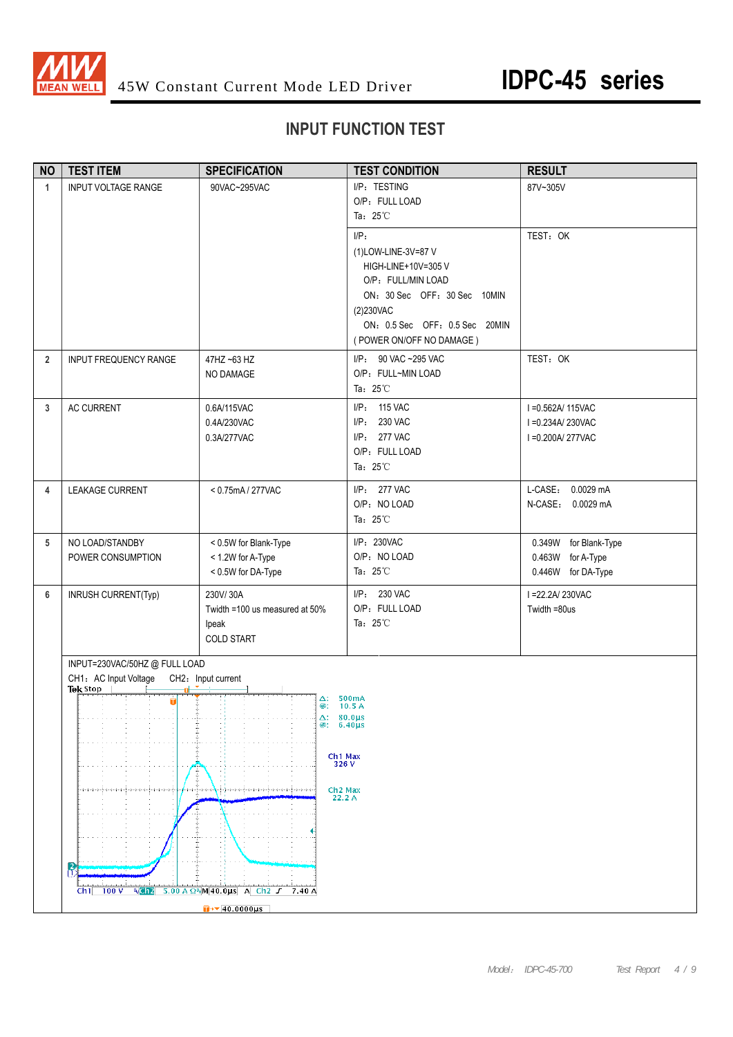# 45W Constant Current Mode LED Driver — IDPC-45 series

## INPUT FUNCTION TEST

| NO | TEST ITEM | SPECIFICATION | TEST CONDITION | RESULT |
|---|---|---|---|---|
| 1 | INPUT VOLTAGE RANGE | 90VAC~295VAC | I/P：TESTING<br>O/P：FULL LOAD<br>Ta：25℃ | 87V~305V |
| | | | I/P：<br>(1)LOW-LINE-3V=87 V<br>HIGH-LINE+10V=305 V<br>O/P：FULL/MIN LOAD<br>ON：30 Sec OFF：30 Sec 10MIN<br>(2)230VAC<br>ON：0.5 Sec OFF：0.5 Sec 20MIN<br>( POWER ON/OFF NO DAMAGE ) | TEST：OK |
| 2 | INPUT FREQUENCY RANGE | 47HZ ~63 HZ<br>NO DAMAGE | I/P：90 VAC ~295 VAC<br>O/P：FULL~MIN LOAD<br>Ta：25℃ | TEST：OK |
| 3 | AC CURRENT | 0.6A/115VAC<br>0.4A/230VAC<br>0.3A/277VAC | I/P：115 VAC<br>I/P：230 VAC<br>I/P：277 VAC<br>O/P：FULL LOAD<br>Ta：25℃ | I =0.562A/ 115VAC<br>I =0.234A/ 230VAC<br>I =0.200A/ 277VAC |
| 4 | LEAKAGE CURRENT | < 0.75mA / 277VAC | I/P：277 VAC<br>O/P：NO LOAD<br>Ta：25℃ | L-CASE：0.0029 mA<br>N-CASE：0.0029 mA |
| 5 | NO LOAD/STANDBY POWER CONSUMPTION | < 0.5W for Blank-Type<br>< 1.2W for A-Type<br>< 0.5W for DA-Type | I/P：230VAC<br>O/P：NO LOAD<br>Ta：25℃ | 0.349W for Blank-Type<br>0.463W for A-Type<br>0.446W for DA-Type |
| 6 | INRUSH CURRENT(Typ) | 230V/ 30A<br>Twidth =100 us measured at 50% Ipeak<br>COLD START | I/P：230 VAC<br>O/P：FULL LOAD<br>Ta：25℃ | I =22.2A/ 230VAC<br>Twidth =80us |

INPUT=230VAC/50HZ @ FULL LOAD

CH1：AC Input Voltage CH2：Input current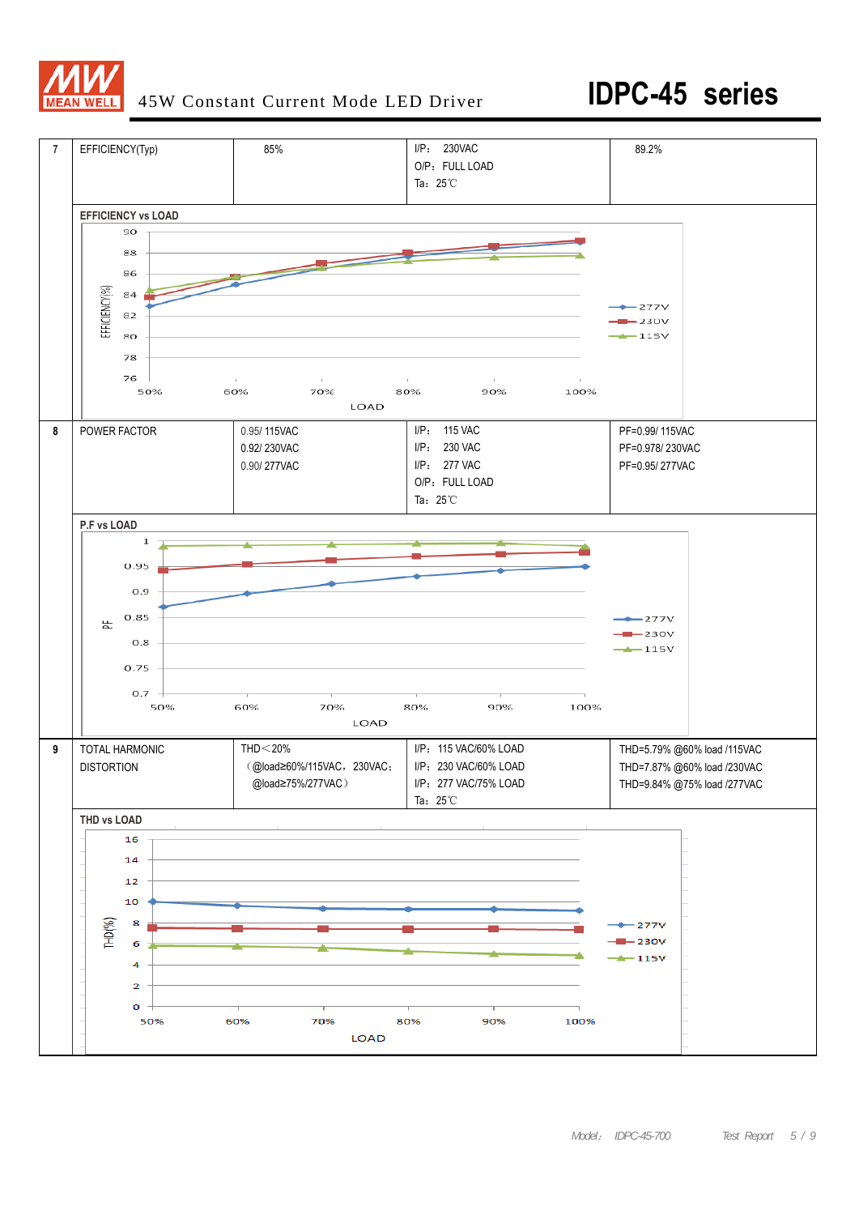| | | | | |
|---|---|---|---|---|
| 7 | EFFICIENCY(Typ) | 85% | I/P: 230VAC<br>O/P: FULL LOAD<br>Ta: 25℃ | 89.2% |
| | EFFICIENCY vs LOAD | | | |
| 8 | POWER FACTOR | 0.95/ 115VAC<br>0.92/ 230VAC<br>0.90/ 277VAC | I/P: 115 VAC<br>I/P: 230 VAC<br>I/P: 277 VAC<br>O/P: FULL LOAD<br>Ta: 25℃ | PF=0.99/ 115VAC<br>PF=0.978/ 230VAC<br>PF=0.95/ 277VAC |
| | P.F vs LOAD | | | |
| 9 | TOTAL HARMONIC DISTORTION | THD＜20%<br>（@load≥60%/115VAC，230VAC;<br>@load≥75%/277VAC） | I/P: 115 VAC/60% LOAD<br>I/P: 230 VAC/60% LOAD<br>I/P: 277 VAC/75% LOAD<br>Ta: 25℃ | THD=5.79% @60% load /115VAC<br>THD=7.87% @60% load /230VAC<br>THD=9.84% @75% load /277VAC |
| | THD vs LOAD | | | |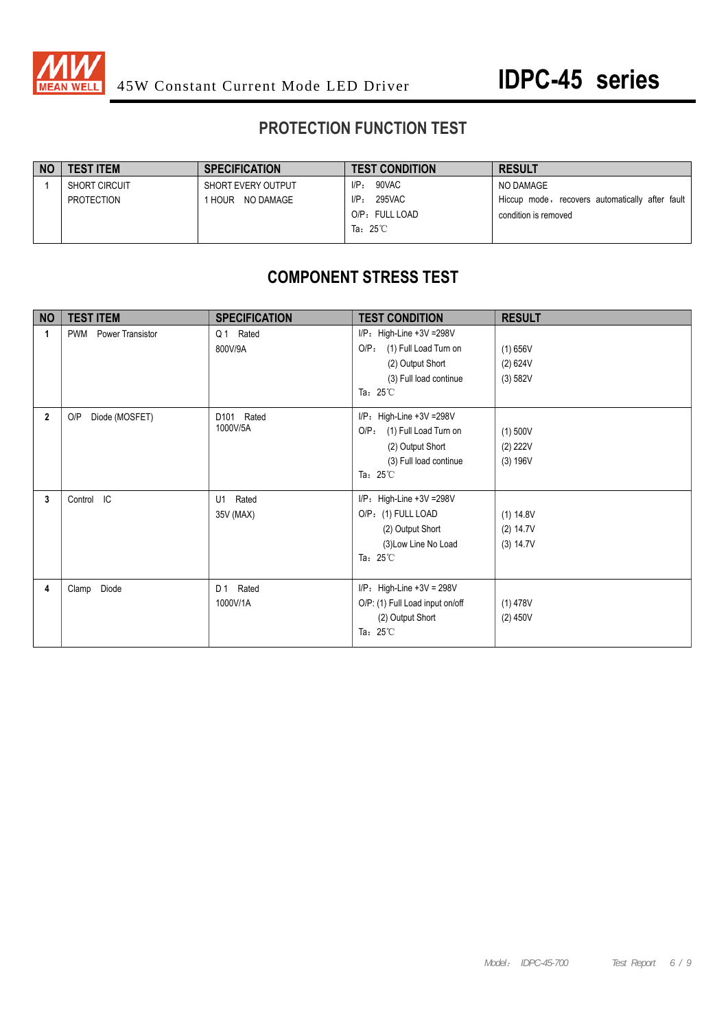## PROTECTION FUNCTION TEST

| NO | TEST ITEM | SPECIFICATION | TEST CONDITION | RESULT |
|---|---|---|---|---|
| 1 | SHORT CIRCUIT PROTECTION | SHORT EVERY OUTPUT 1 HOUR NO DAMAGE | I/P: 90VAC<br>I/P: 295VAC<br>O/P: FULL LOAD<br>Ta: 25℃ | NO DAMAGE<br>Hiccup mode，recovers automatically after fault condition is removed |

## COMPONENT STRESS TEST

| NO | TEST ITEM | SPECIFICATION | TEST CONDITION | RESULT |
|---|---|---|---|---|
| 1 | PWM Power Transistor | Q 1 Rated<br>800V/9A | I/P: High-Line +3V =298V<br>O/P: (1) Full Load Turn on<br>(2) Output Short<br>(3) Full load continue<br>Ta: 25℃ | (1) 656V<br>(2) 624V<br>(3) 582V |
| 2 | O/P Diode (MOSFET) | D101 Rated<br>1000V/5A | I/P: High-Line +3V =298V<br>O/P: (1) Full Load Turn on<br>(2) Output Short<br>(3) Full load continue<br>Ta: 25℃ | (1) 500V<br>(2) 222V<br>(3) 196V |
| 3 | Control IC | U1 Rated<br>35V (MAX) | I/P: High-Line +3V =298V<br>O/P: (1) FULL LOAD<br>(2) Output Short<br>(3)Low Line No Load<br>Ta: 25℃ | (1) 14.8V<br>(2) 14.7V<br>(3) 14.7V |
| 4 | Clamp Diode | D 1 Rated<br>1000V/1A | I/P: High-Line +3V = 298V<br>O/P: (1) Full Load input on/off<br>(2) Output Short<br>Ta: 25℃ | (1) 478V<br>(2) 450V |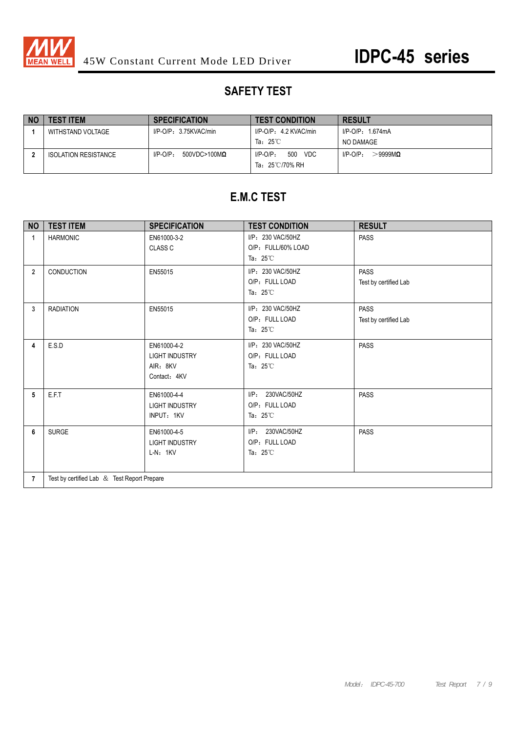## SAFETY TEST

| NO | TEST ITEM | SPECIFICATION | TEST CONDITION | RESULT |
|---|---|---|---|---|
| 1 | WITHSTAND VOLTAGE | I/P-O/P：3.75KVAC/min | I/P-O/P：4.2 KVAC/min<br>Ta：25℃ | I/P-O/P：1.674mA<br>NO DAMAGE |
| 2 | ISOLATION RESISTANCE | I/P-O/P：500VDC>100MΩ | I/P-O/P：500 VDC<br>Ta：25℃/70% RH | I/P-O/P：＞9999MΩ |

## E.M.C TEST

| NO | TEST ITEM | SPECIFICATION | TEST CONDITION | RESULT |
|---|---|---|---|---|
| 1 | HARMONIC | EN61000-3-2<br>CLASS C | I/P：230 VAC/50HZ<br>O/P：FULL/60% LOAD<br>Ta：25℃ | PASS |
| 2 | CONDUCTION | EN55015 | I/P：230 VAC/50HZ<br>O/P：FULL LOAD<br>Ta：25℃ | PASS<br>Test by certified Lab |
| 3 | RADIATION | EN55015 | I/P：230 VAC/50HZ<br>O/P：FULL LOAD<br>Ta：25℃ | PASS<br>Test by certified Lab |
| 4 | E.S.D | EN61000-4-2<br>LIGHT INDUSTRY<br>AIR：8KV<br>Contact：4KV | I/P：230 VAC/50HZ<br>O/P：FULL LOAD<br>Ta：25℃ | PASS |
| 5 | E.F.T | EN61000-4-4<br>LIGHT INDUSTRY<br>INPUT：1KV | I/P：230VAC/50HZ<br>O/P：FULL LOAD<br>Ta：25℃ | PASS |
| 6 | SURGE | EN61000-4-5<br>LIGHT INDUSTRY<br>L-N：1KV | I/P：230VAC/50HZ<br>O/P：FULL LOAD<br>Ta：25℃ | PASS |
| 7 | Test by certified Lab ＆ Test Report Prepare | | | |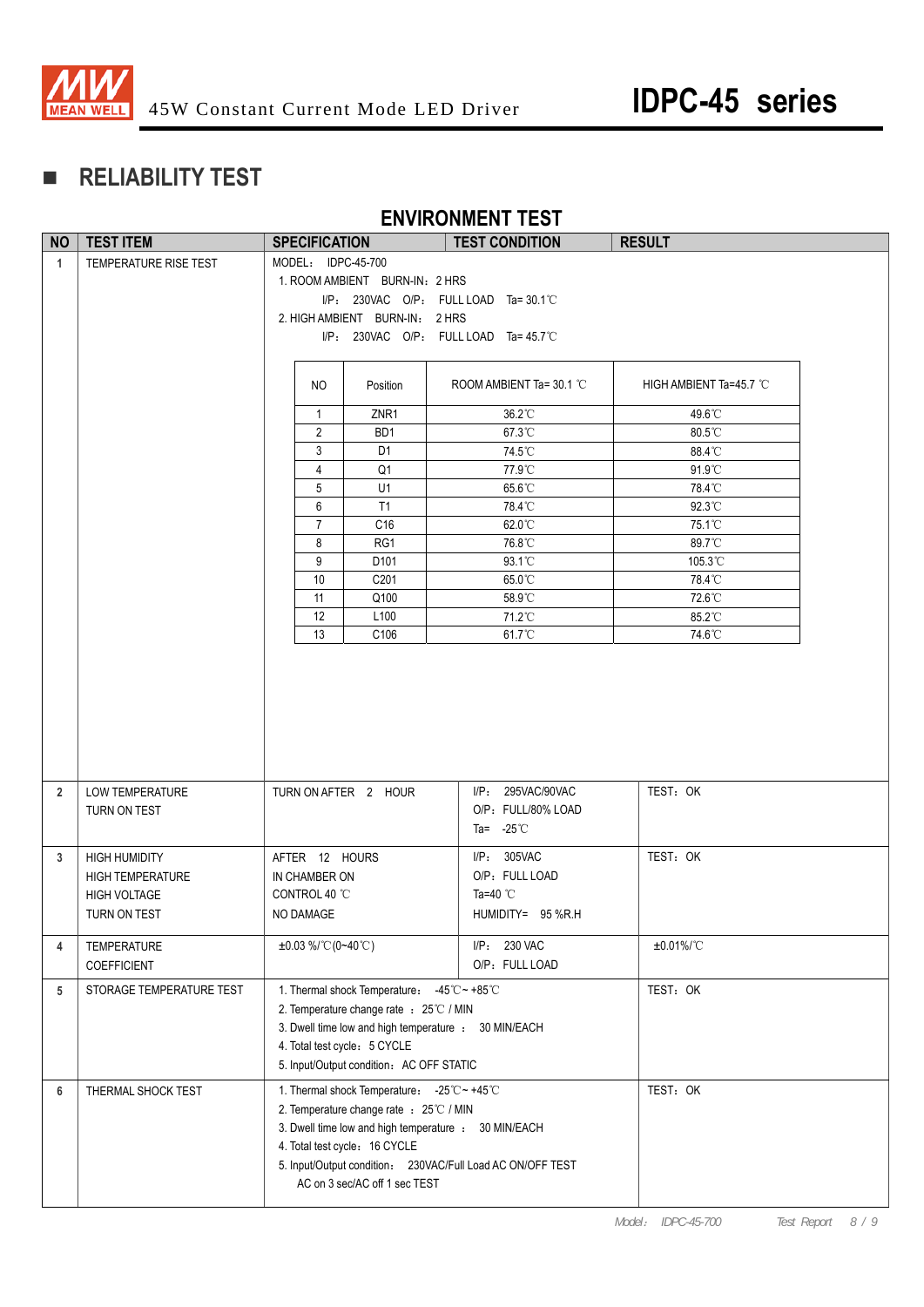## ■ RELIABILITY TEST

### ENVIRONMENT TEST

| NO | TEST ITEM | SPECIFICATION | TEST CONDITION | RESULT |
|---|---|---|---|---|
| 1 | TEMPERATURE RISE TEST | MODEL: IDPC-45-700<br>1. ROOM AMBIENT BURN-IN: 2 HRS<br>I/P: 230VAC O/P: FULL LOAD Ta= 30.1℃<br>2. HIGH AMBIENT BURN-IN: 2 HRS<br>I/P: 230VAC O/P: FULL LOAD Ta= 45.7℃ | | |
| 2 | LOW TEMPERATURE TURN ON TEST | TURN ON AFTER 2 HOUR | I/P: 295VAC/90VAC<br>O/P: FULL/80% LOAD<br>Ta= -25℃ | TEST: OK |
| 3 | HIGH HUMIDITY HIGH TEMPERATURE HIGH VOLTAGE TURN ON TEST | AFTER 12 HOURS IN CHAMBER ON CONTROL 40 ℃ NO DAMAGE | I/P: 305VAC<br>O/P: FULL LOAD<br>Ta=40 ℃<br>HUMIDITY= 95 %R.H | TEST: OK |
| 4 | TEMPERATURE COEFFICIENT | ±0.03 %/℃(0~40℃) | I/P: 230 VAC<br>O/P: FULL LOAD | ±0.01%/℃ |
| 5 | STORAGE TEMPERATURE TEST | 1. Thermal shock Temperature: -45℃~ +85℃<br>2. Temperature change rate : 25℃ / MIN<br>3. Dwell time low and high temperature : 30 MIN/EACH<br>4. Total test cycle: 5 CYCLE<br>5. Input/Output condition: AC OFF STATIC | | TEST: OK |
| 6 | THERMAL SHOCK TEST | 1. Thermal shock Temperature: -25℃~ +45℃<br>2. Temperature change rate : 25℃ / MIN<br>3. Dwell time low and high temperature : 30 MIN/EACH<br>4. Total test cycle: 16 CYCLE<br>5. Input/Output condition: 230VAC/Full Load AC ON/OFF TEST<br>AC on 3 sec/AC off 1 sec TEST | | TEST: OK |

Temperature rise test results (Test item 1):

| NO | Position | ROOM AMBIENT Ta= 30.1 ℃ | HIGH AMBIENT Ta=45.7 ℃ |
|---|---|---|---|
| 1 | ZNR1 | 36.2℃ | 49.6℃ |
| 2 | BD1 | 67.3℃ | 80.5℃ |
| 3 | D1 | 74.5℃ | 88.4℃ |
| 4 | Q1 | 77.9℃ | 91.9℃ |
| 5 | U1 | 65.6℃ | 78.4℃ |
| 6 | T1 | 78.4℃ | 92.3℃ |
| 7 | C16 | 62.0℃ | 75.1℃ |
| 8 | RG1 | 76.8℃ | 89.7℃ |
| 9 | D101 | 93.1℃ | 105.3℃ |
| 10 | C201 | 65.0℃ | 78.4℃ |
| 11 | Q100 | 58.9℃ | 72.6℃ |
| 12 | L100 | 71.2℃ | 85.2℃ |
| 13 | C106 | 61.7℃ | 74.6℃ |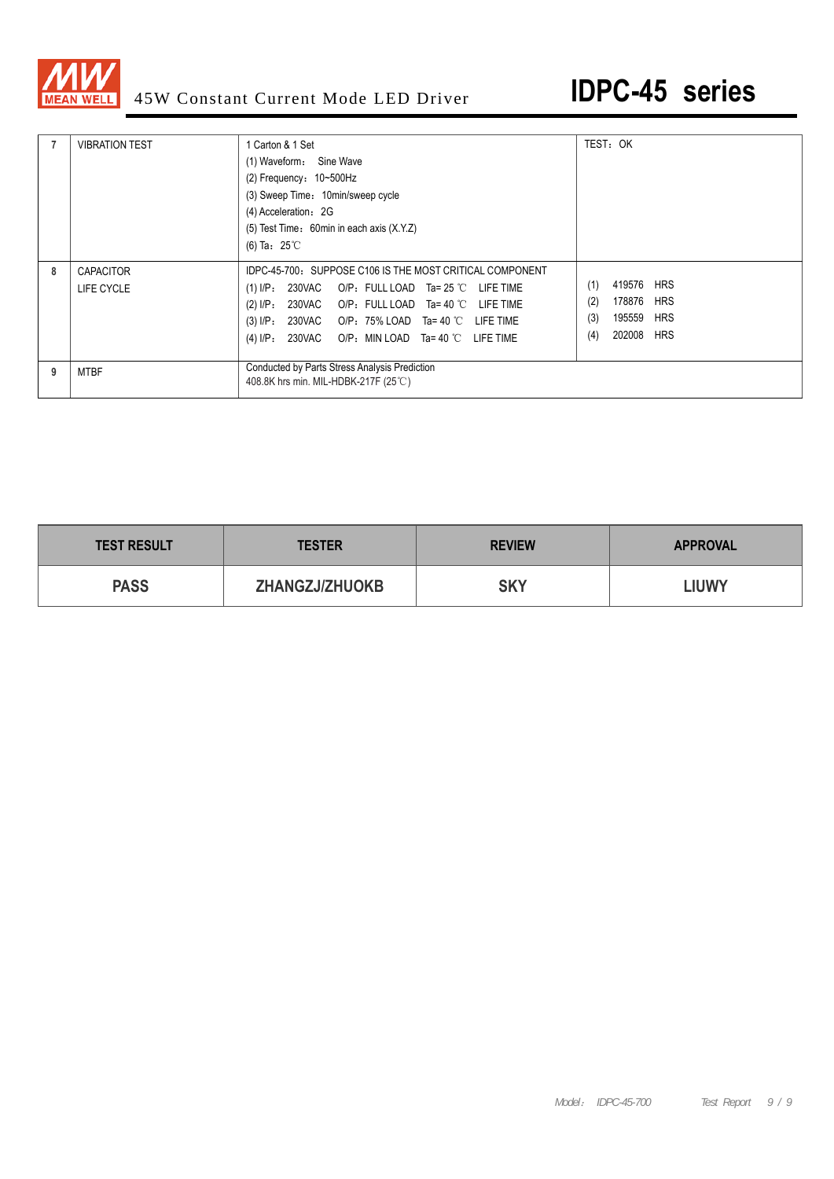| | | | |
|---|---|---|---|
| 7 | VIBRATION TEST | 1 Carton & 1 Set<br>(1) Waveform： Sine Wave<br>(2) Frequency：10~500Hz<br>(3) Sweep Time：10min/sweep cycle<br>(4) Acceleration：2G<br>(5) Test Time：60min in each axis (X.Y.Z)<br>(6) Ta：25℃ | TEST：OK |
| 8 | CAPACITOR LIFE CYCLE | IDPC-45-700：SUPPOSE C106 IS THE MOST CRITICAL COMPONENT<br>(1) I/P： 230VAC O/P：FULL LOAD Ta= 25 ℃ LIFE TIME<br>(2) I/P： 230VAC O/P：FULL LOAD Ta= 40 ℃ LIFE TIME<br>(3) I/P： 230VAC O/P：75% LOAD Ta= 40 ℃ LIFE TIME<br>(4) I/P： 230VAC O/P：MIN LOAD Ta= 40 ℃ LIFE TIME | (1) 419576 HRS<br>(2) 178876 HRS<br>(3) 195559 HRS<br>(4) 202008 HRS |
| 9 | MTBF | Conducted by Parts Stress Analysis Prediction<br>408.8K hrs min. MIL-HDBK-217F (25℃) | |

| TEST RESULT | TESTER | REVIEW | APPROVAL |
|---|---|---|---|
| PASS | ZHANGZJ/ZHUOKB | SKY | LIUWY |